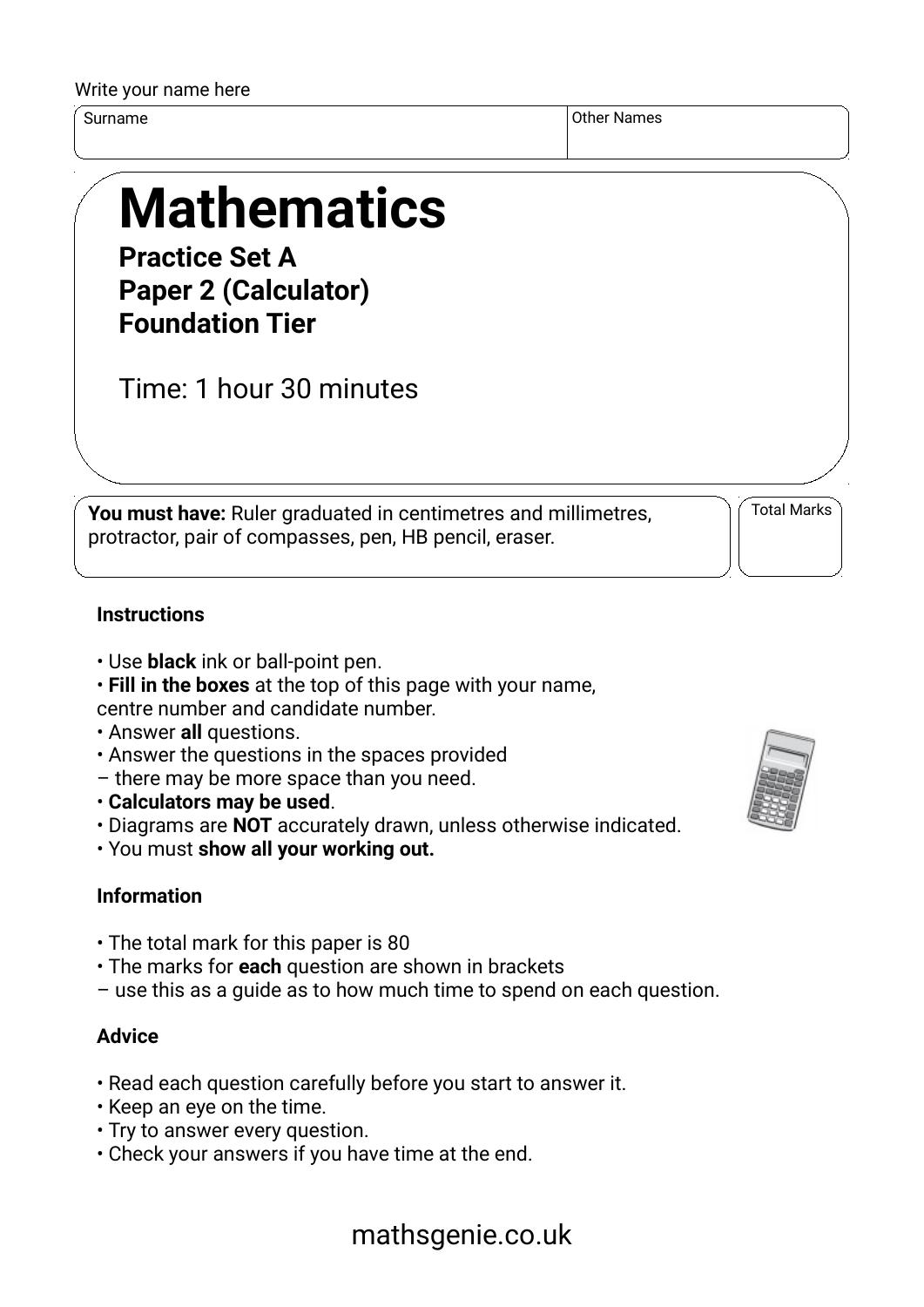Write your name here

| Surname | Other Names |
|---|---|
| | |

# Mathematics

**Practice Set A**
**Paper 2 (Calculator)**
**Foundation Tier**

Time: 1 hour 30 minutes

**You must have:** Ruler graduated in centimetres and millimetres, protractor, pair of compasses, pen, HB pencil, eraser.

Total Marks

### Instructions

- Use **black** ink or ball-point pen.
- **Fill in the boxes** at the top of this page with your name, centre number and candidate number.
- Answer **all** questions.
- Answer the questions in the spaces provided
– there may be more space than you need.
- **Calculators may be used**.
- Diagrams are **NOT** accurately drawn, unless otherwise indicated.
- You must **show all your working out.**

### Information

- The total mark for this paper is 80
- The marks for **each** question are shown in brackets
– use this as a guide as to how much time to spend on each question.

### Advice

- Read each question carefully before you start to answer it.
- Keep an eye on the time.
- Try to answer every question.
- Check your answers if you have time at the end.

mathsgenie.co.uk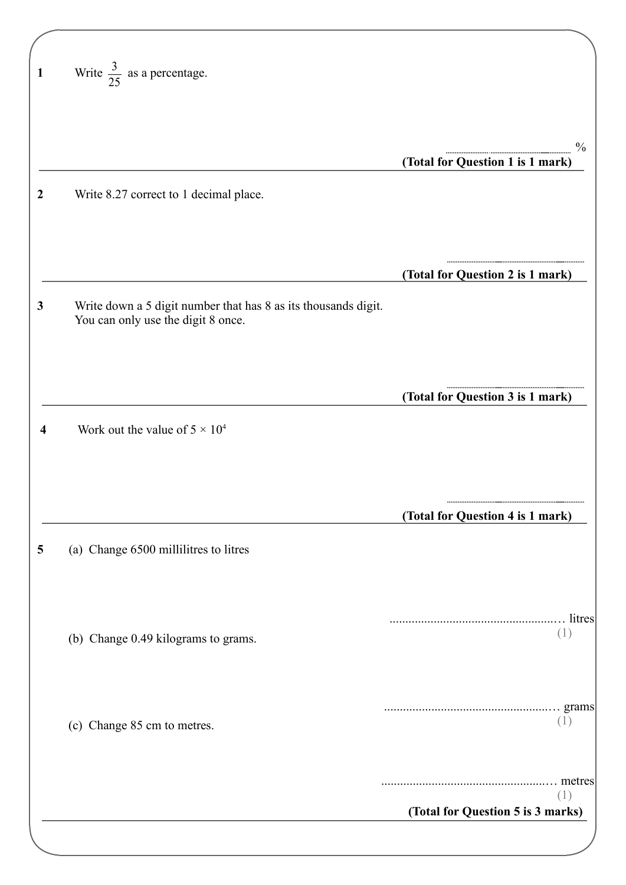**1** Write $\frac{3}{25}$ as a percentage.

.......................................... %

**(Total for Question 1 is 1 mark)**

---

**2** Write 8.27 correct to 1 decimal place.

..........................................

**(Total for Question 2 is 1 mark)**

---

**3** Write down a 5 digit number that has 8 as its thousands digit.
You can only use the digit 8 once.

..........................................

**(Total for Question 3 is 1 mark)**

---

**4** Work out the value of $5 \times 10^4$

..........................................

**(Total for Question 4 is 1 mark)**

---

**5** (a) Change 6500 millilitres to litres

.......................................... litres
(1)

(b) Change 0.49 kilograms to grams.

.......................................... grams
(1)

(c) Change 85 cm to metres.

.......................................... metres
(1)

**(Total for Question 5 is 3 marks)**

---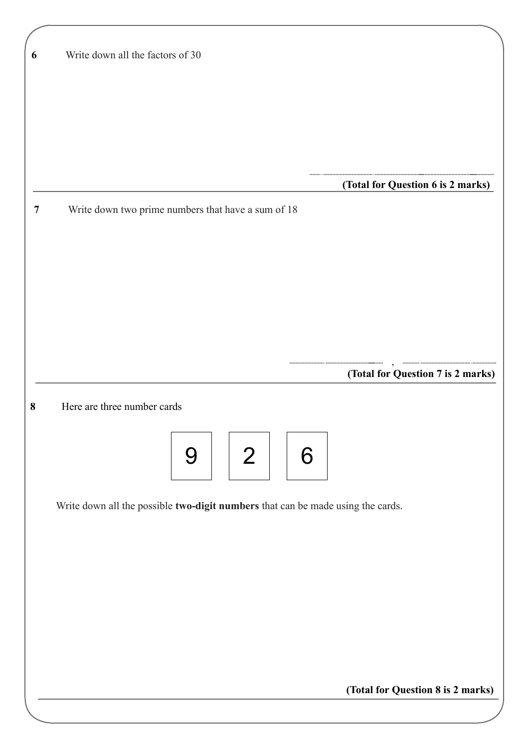**6** Write down all the factors of 30

........................................................

**(Total for Question 6 is 2 marks)**

---

**7** Write down two prime numbers that have a sum of 18

.............................. , ..............................

**(Total for Question 7 is 2 marks)**

---

**8** Here are three number cards

| 9 | 2 | 6 |
|---|---|---|

Write down all the possible **two-digit numbers** that can be made using the cards.

**(Total for Question 8 is 2 marks)**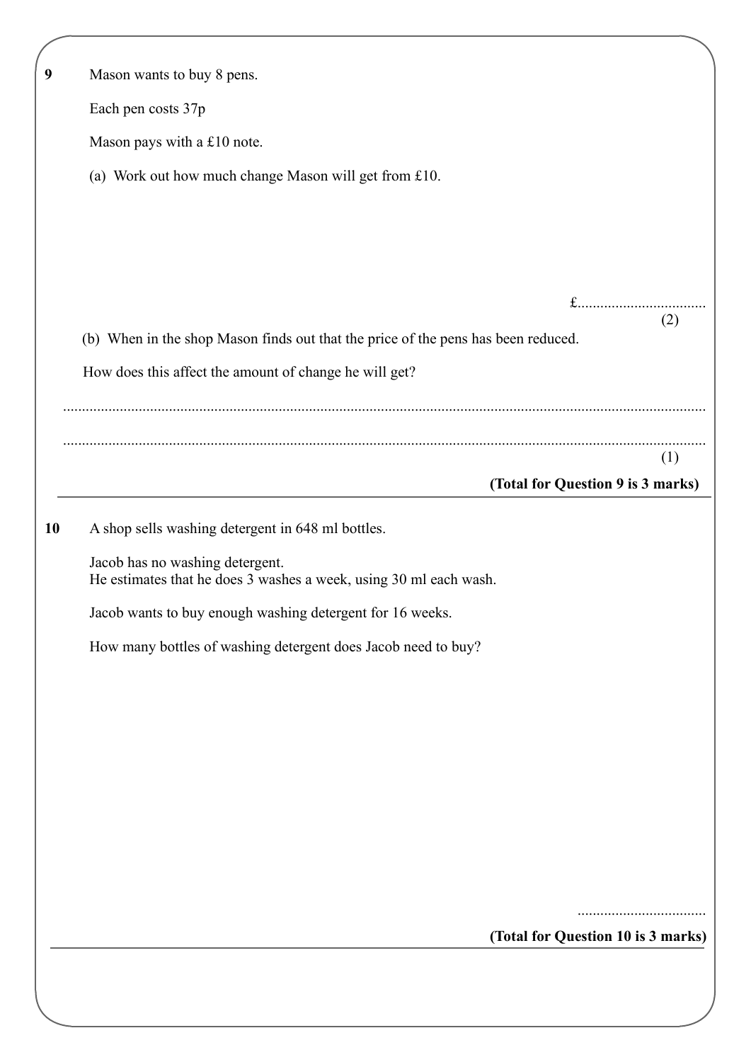**9** Mason wants to buy 8 pens.

Each pen costs 37p

Mason pays with a £10 note.

(a) Work out how much change Mason will get from £10.

£..................................

(2)

(b) When in the shop Mason finds out that the price of the pens has been reduced.

How does this affect the amount of change he will get?

..........................................................................................................................................................

..........................................................................................................................................................

(1)

**(Total for Question 9 is 3 marks)**

---

**10** A shop sells washing detergent in 648 ml bottles.

Jacob has no washing detergent.
He estimates that he does 3 washes a week, using 30 ml each wash.

Jacob wants to buy enough washing detergent for 16 weeks.

How many bottles of washing detergent does Jacob need to buy?

..................................

**(Total for Question 10 is 3 marks)**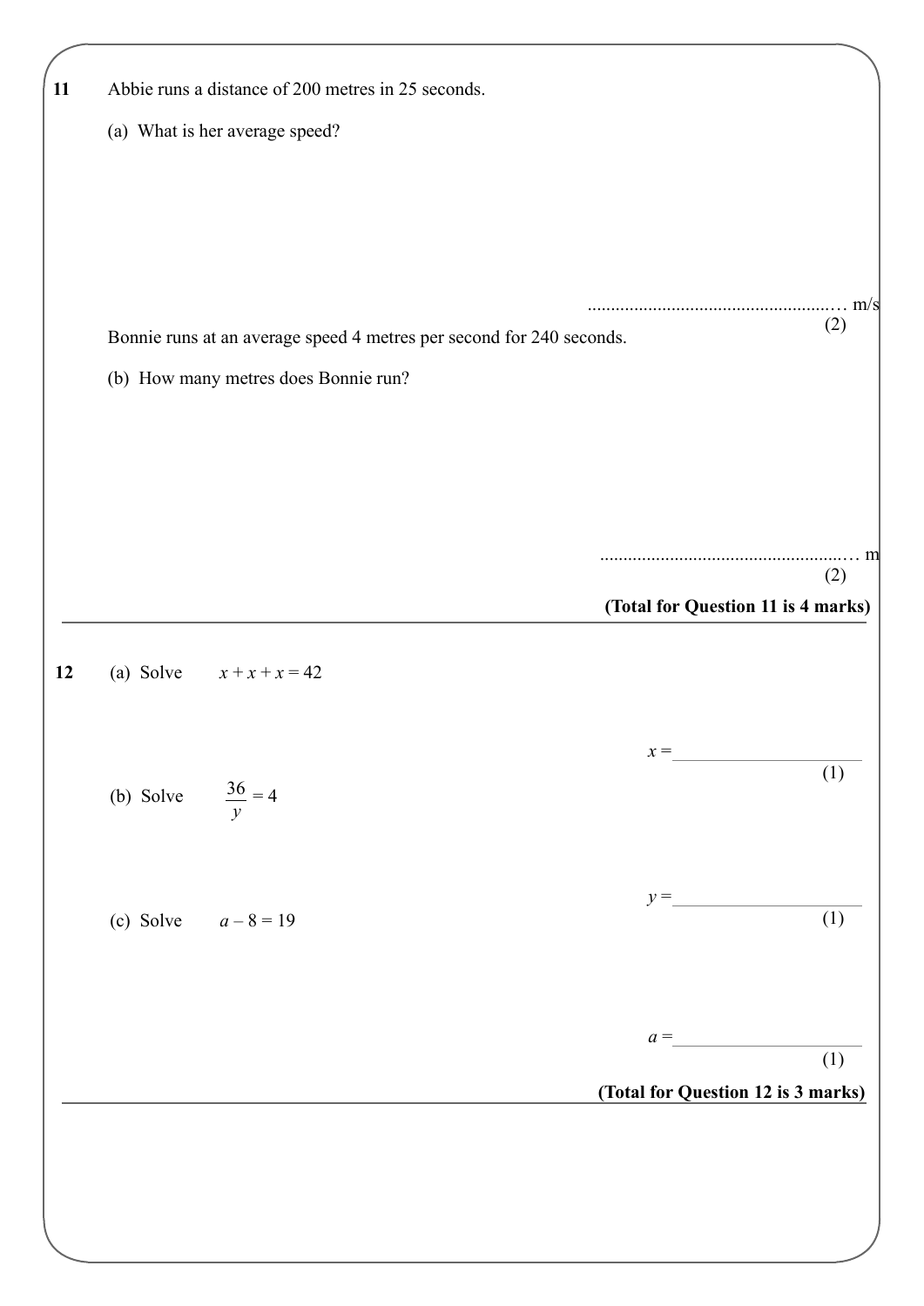**11** Abbie runs a distance of 200 metres in 25 seconds.

(a) What is her average speed?

........................................................ m/s
**(2)**

Bonnie runs at an average speed 4 metres per second for 240 seconds.

(b) How many metres does Bonnie run?

........................................................ m
**(2)**

**(Total for Question 11 is 4 marks)**

---

**12** (a) Solve $x + x + x = 42$

$x =$ ........................................................
**(1)**

(b) Solve $\frac{36}{y} = 4$

$y =$ ........................................................
**(1)**

(c) Solve $a - 8 = 19$

$a =$ ........................................................
**(1)**

**(Total for Question 12 is 3 marks)**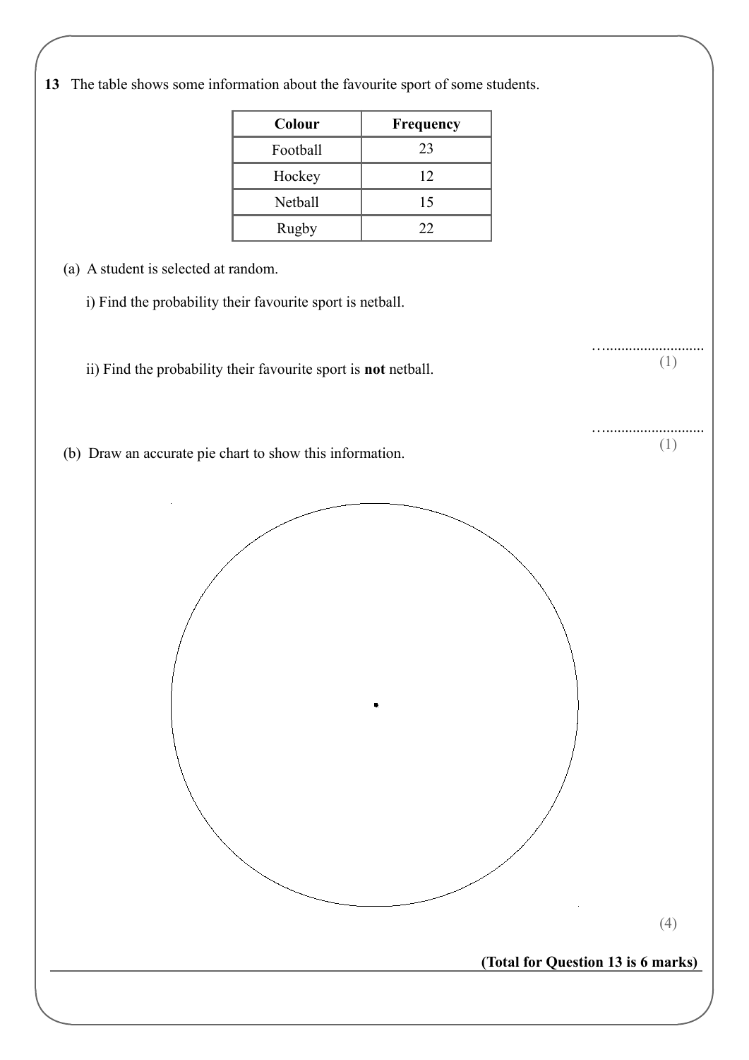**13** The table shows some information about the favourite sport of some students.

| **Colour** | **Frequency** |
| --- | --- |
| Football | 23 |
| Hockey | 12 |
| Netball | 15 |
| Rugby | 22 |

(a) A student is selected at random.

i) Find the probability their favourite sport is netball.

…..........................
(1)

ii) Find the probability their favourite sport is **not** netball.

…..........................
(1)

(b) Draw an accurate pie chart to show this information.

(4)

**(Total for Question 13 is 6 marks)**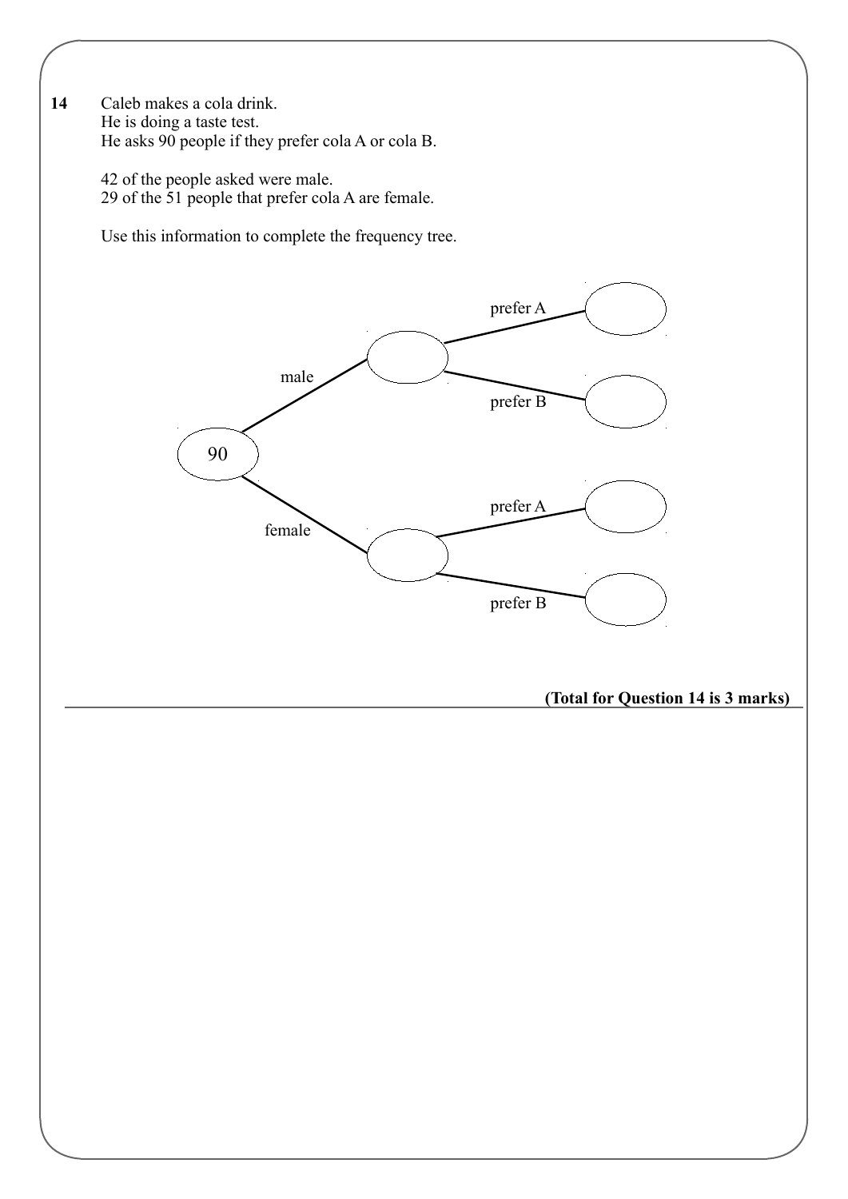**14** Caleb makes a cola drink.
He is doing a taste test.
He asks 90 people if they prefer cola A or cola B.

42 of the people asked were male.
29 of the 51 people that prefer cola A are female.

Use this information to complete the frequency tree.

```
                              prefer A → (      )
              male → (      )
                              prefer B → (      )
(90)
                              prefer A → (      )
            female → (      )
                              prefer B → (      )
```

**(Total for Question 14 is 3 marks)**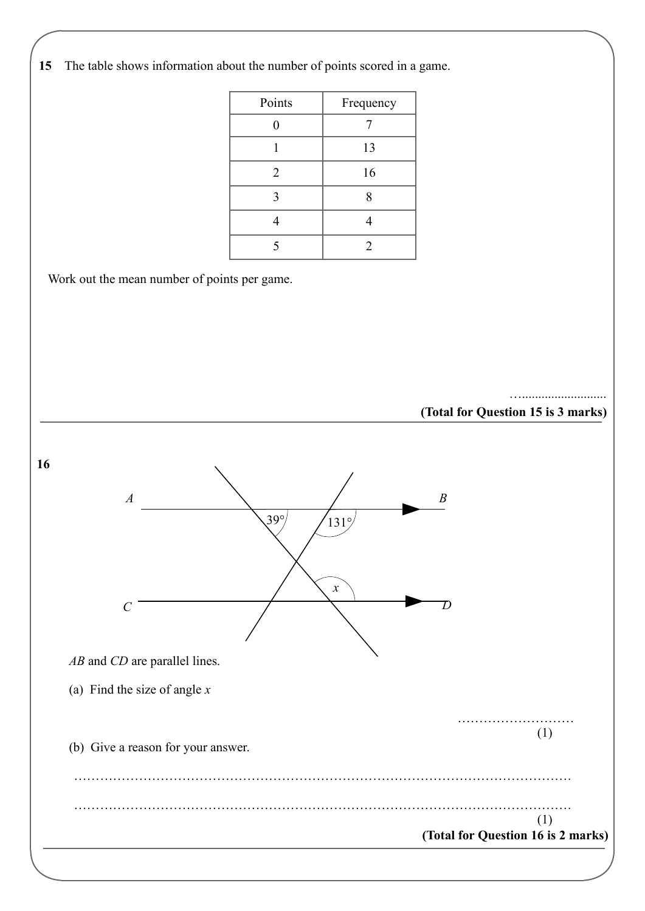**15** The table shows information about the number of points scored in a game.

| Points | Frequency |
|---|---|
| 0 | 7 |
| 1 | 13 |
| 2 | 16 |
| 3 | 8 |
| 4 | 4 |
| 5 | 2 |

Work out the mean number of points per game.

…..........................

**(Total for Question 15 is 3 marks)**

---

**16**

A B

39° 131°

x

C D

$AB$ and $CD$ are parallel lines.

(a) Find the size of angle $x$

………………………
(1)

(b) Give a reason for your answer.

……………………………………………………………………………………………………

……………………………………………………………………………………………………
(1)

**(Total for Question 16 is 2 marks)**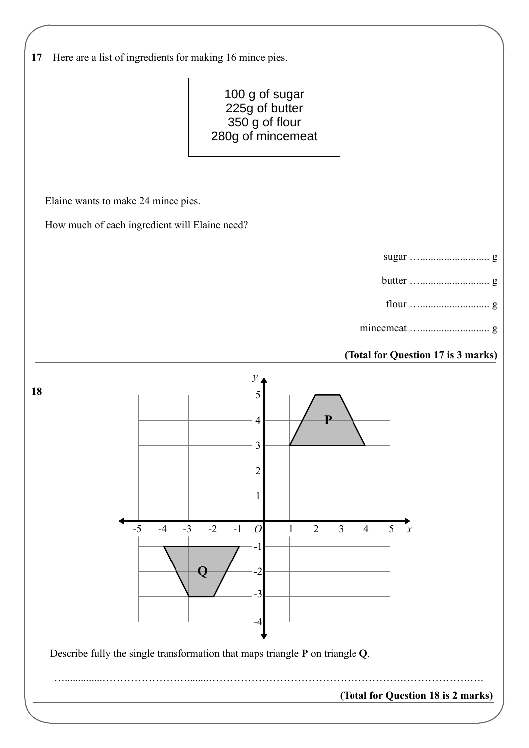**17** Here are a list of ingredients for making 16 mince pies.

| |
|---|
| 100 g of sugar |
| 225g of butter |
| 350 g of flour |
| 280g of mincemeat |

Elaine wants to make 24 mince pies.

How much of each ingredient will Elaine need?

sugar ........................... g

butter ........................... g

flour ........................... g

mincemeat ........................... g

**(Total for Question 17 is 3 marks)**

---

**18**

Describe fully the single transformation that maps triangle **P** on triangle **Q**.

..................................................................................................................................

**(Total for Question 18 is 2 marks)**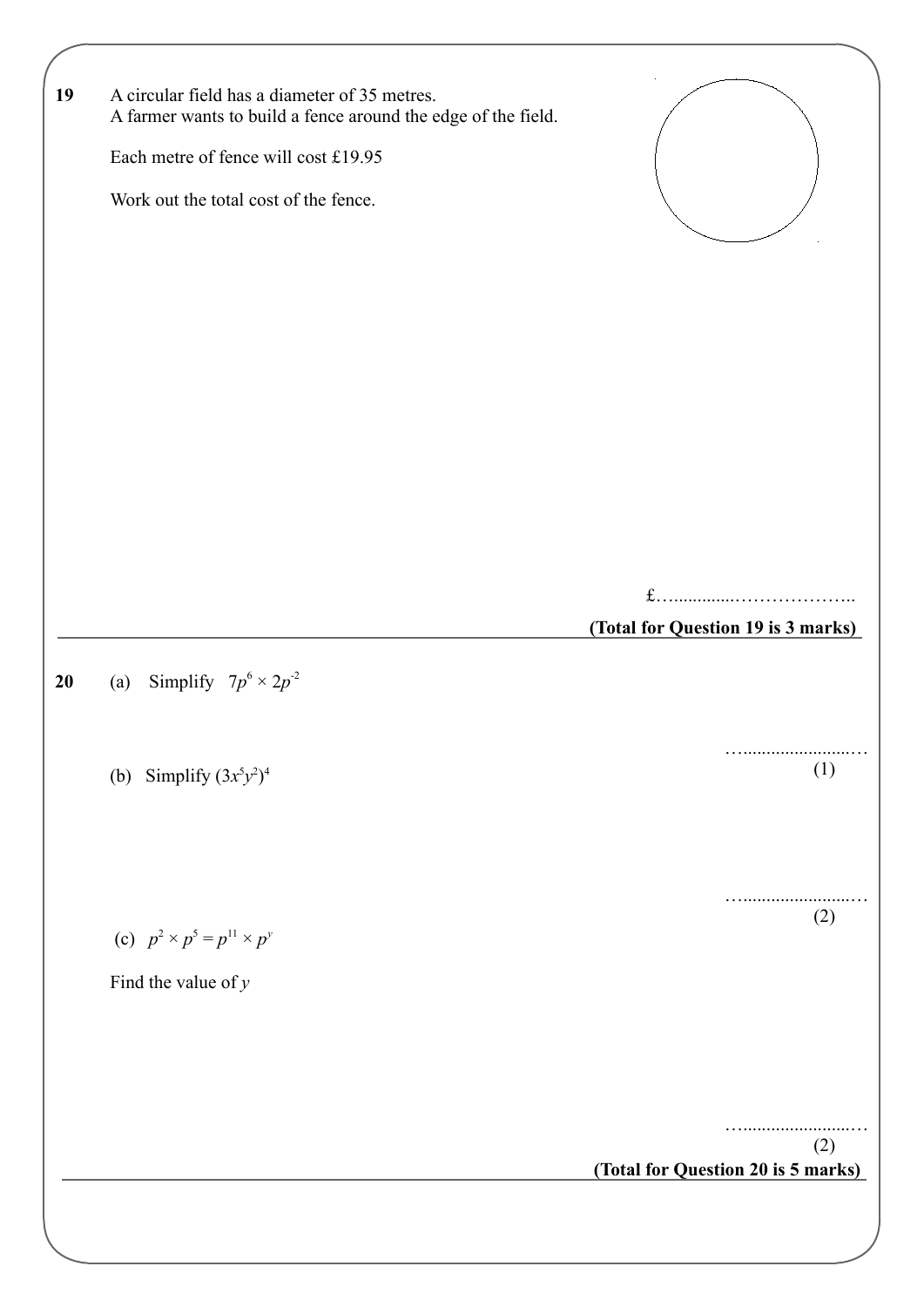**19** A circular field has a diameter of 35 metres.
A farmer wants to build a fence around the edge of the field.

Each metre of fence will cost £19.95

Work out the total cost of the fence.

£……………………………..

**(Total for Question 19 is 3 marks)**

---

**20** (a) Simplify $7p^6 \times 2p^{-2}$

……………………………
(1)

(b) Simplify $(3x^5y^2)^4$

……………………………
(2)

(c) $p^2 \times p^5 = p^{11} \times p^y$

Find the value of $y$

……………………………
(2)

**(Total for Question 20 is 5 marks)**

---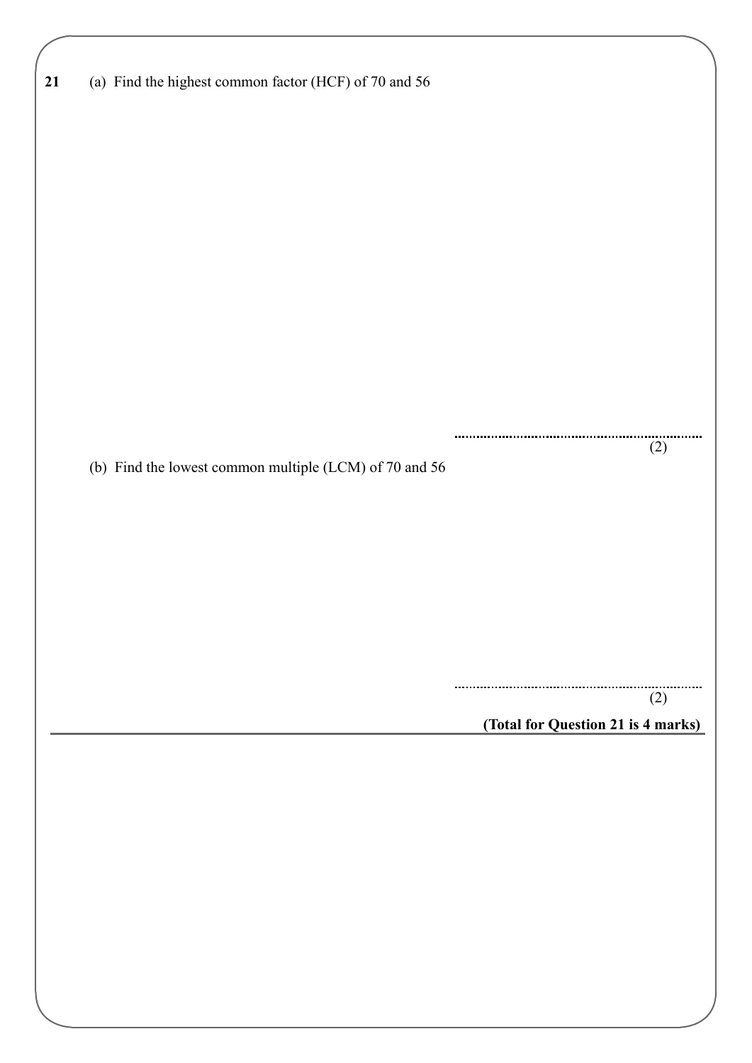**21** (a) Find the highest common factor (HCF) of 70 and 56

..........................................................
(2)

(b) Find the lowest common multiple (LCM) of 70 and 56

..........................................................
(2)

**(Total for Question 21 is 4 marks)**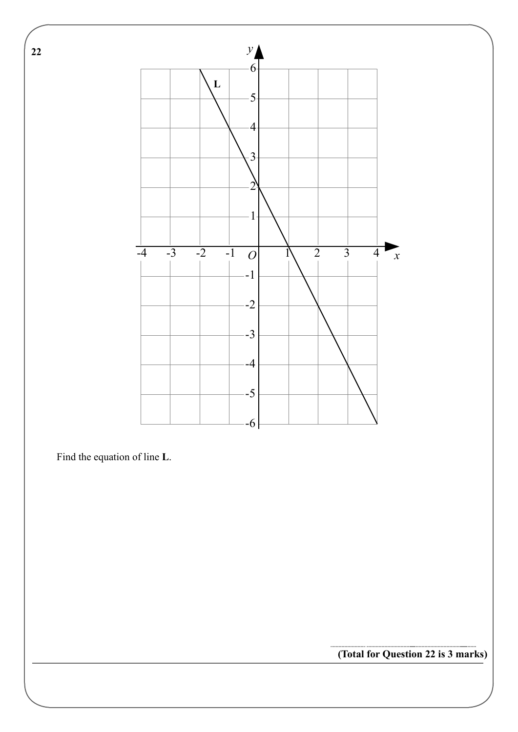**22**

Find the equation of line **L**.

..............................................................

**(Total for Question 22 is 3 marks)**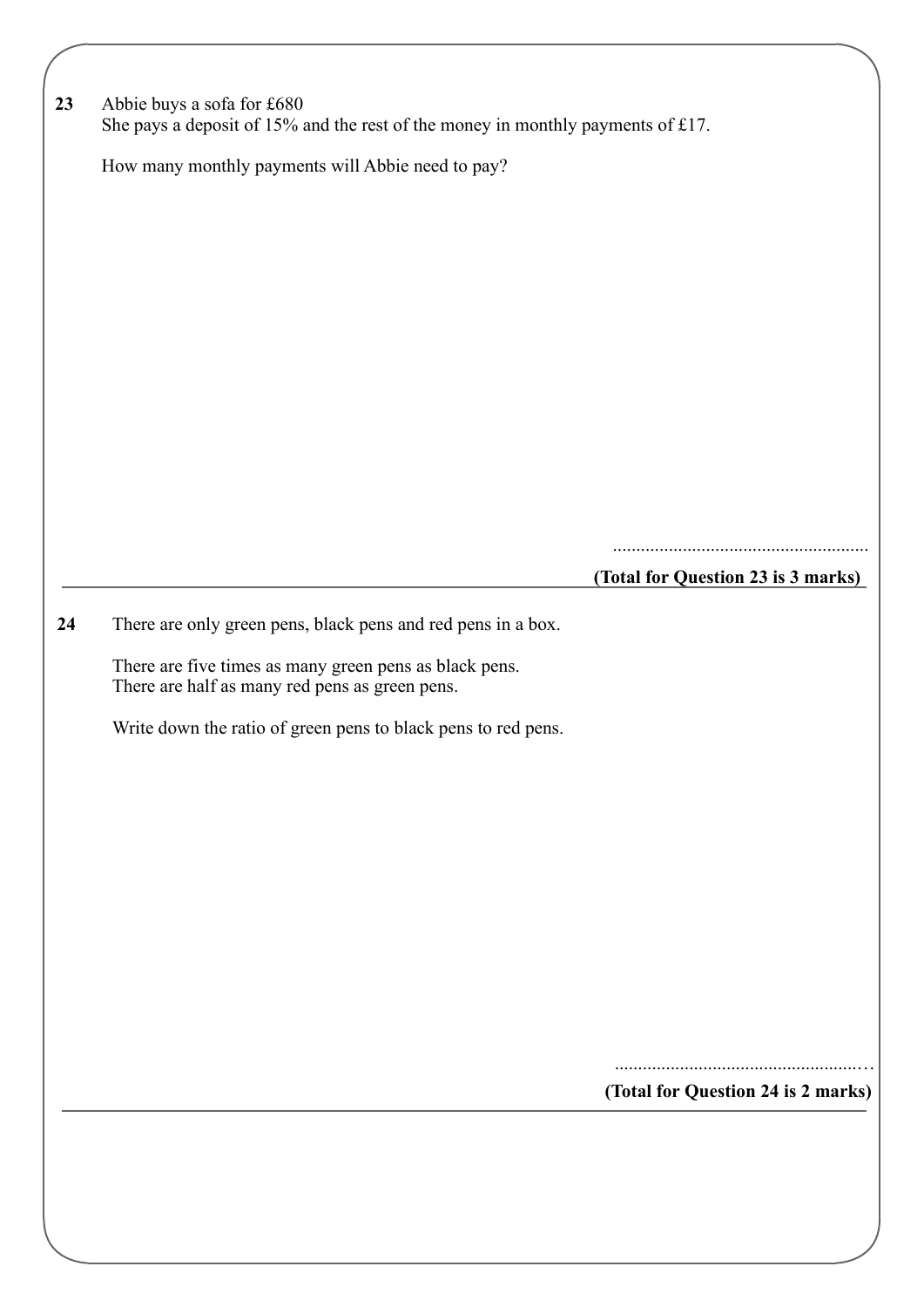**23** Abbie buys a sofa for £680
She pays a deposit of 15% and the rest of the money in monthly payments of £17.

How many monthly payments will Abbie need to pay?

.......................................................

**(Total for Question 23 is 3 marks)**

---

**24** There are only green pens, black pens and red pens in a box.

There are five times as many green pens as black pens.
There are half as many red pens as green pens.

Write down the ratio of green pens to black pens to red pens.

.......................................................

**(Total for Question 24 is 2 marks)**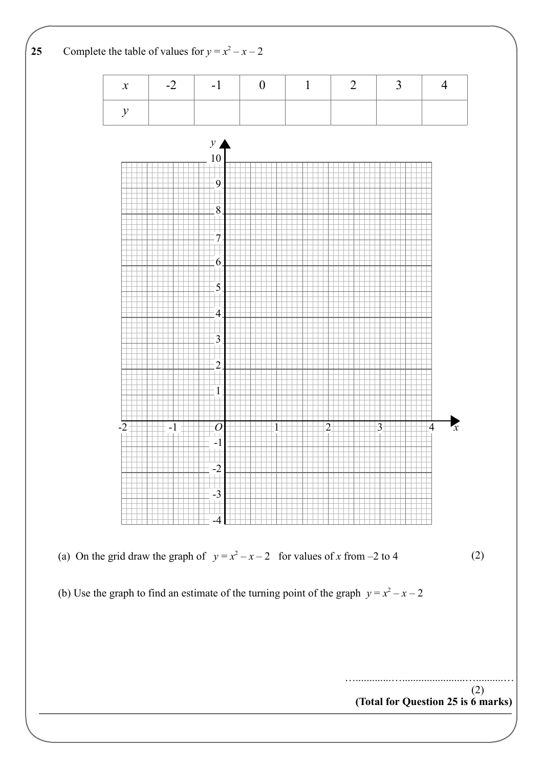**25** Complete the table of values for $y = x^2 - x - 2$

| $x$ | -2 | -1 | 0 | 1 | 2 | 3 | 4 |
|---|---|---|---|---|---|---|---|
| $y$ | | | | | | | |

(a) On the grid draw the graph of $y = x^2 - x - 2$ for values of $x$ from –2 to 4 **(2)**

(b) Use the graph to find an estimate of the turning point of the graph $y = x^2 - x - 2$

........................................................

**(2)**

**(Total for Question 25 is 6 marks)**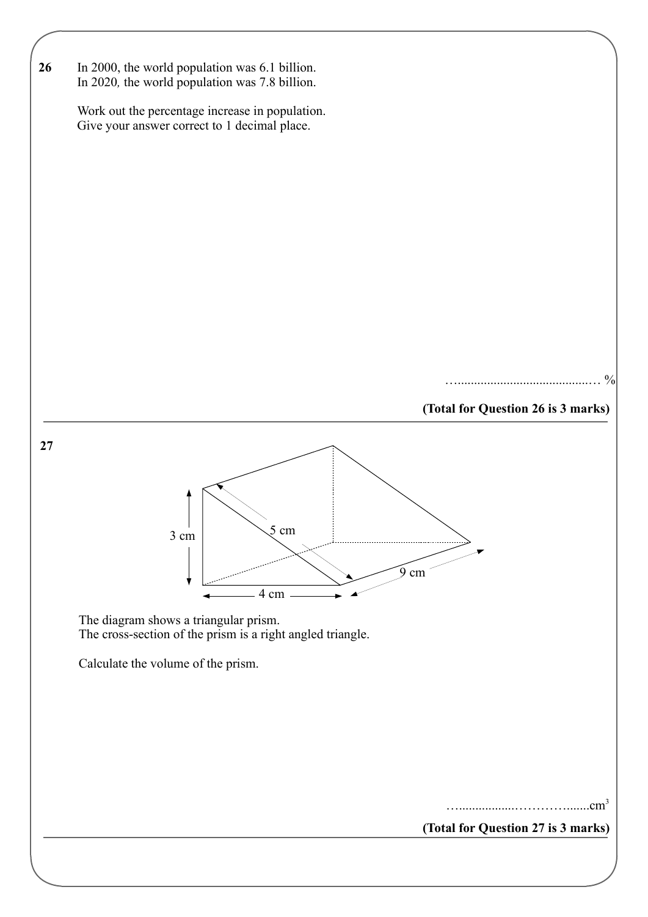**26** In 2000, the world population was 6.1 billion.
In 2020, the world population was 7.8 billion.

Work out the percentage increase in population.
Give your answer correct to 1 decimal place.

…......................................… %

**(Total for Question 26 is 3 marks)**

---

**27**

3 cm

5 cm

4 cm

9 cm

The diagram shows a triangular prism.
The cross-section of the prism is a right angled triangle.

Calculate the volume of the prism.

…..................………….......$cm^3$

**(Total for Question 27 is 3 marks)**

---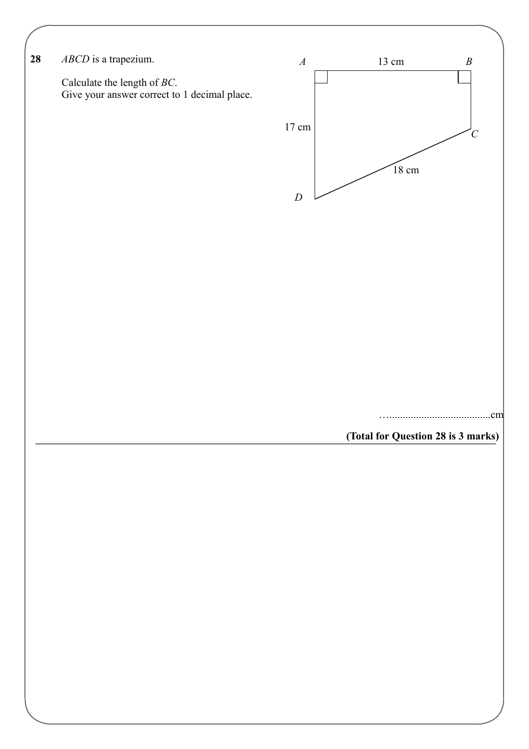**28** *ABCD* is a trapezium.

Calculate the length of *BC*.
Give your answer correct to 1 decimal place.

A

13 cm

B

17 cm

C

18 cm

D

…......................................cm

**(Total for Question 28 is 3 marks)**